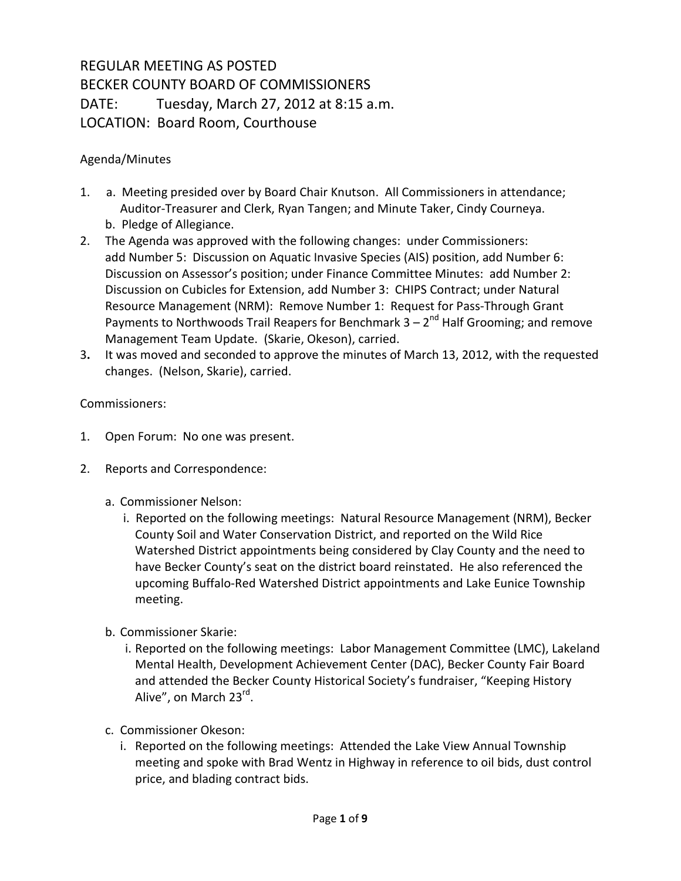# REGULAR MEETING AS POSTED
# BECKER COUNTY BOARD OF COMMISSIONERS
DATE: Tuesday, March 27, 2012 at 8:15 a.m.

LOCATION: Board Room, Courthouse

Agenda/Minutes

1. a. Meeting presided over by Board Chair Knutson. All Commissioners in attendance; Auditor-Treasurer and Clerk, Ryan Tangen; and Minute Taker, Cindy Courneya.
   b. Pledge of Allegiance.
2. The Agenda was approved with the following changes: under Commissioners: add Number 5: Discussion on Aquatic Invasive Species (AIS) position, add Number 6: Discussion on Assessor's position; under Finance Committee Minutes: add Number 2: Discussion on Cubicles for Extension, add Number 3: CHIPS Contract; under Natural Resource Management (NRM): Remove Number 1: Request for Pass-Through Grant Payments to Northwoods Trail Reapers for Benchmark 3 – 2nd Half Grooming; and remove Management Team Update. (Skarie, Okeson), carried.
3. It was moved and seconded to approve the minutes of March 13, 2012, with the requested changes. (Nelson, Skarie), carried.

Commissioners:

1. Open Forum: No one was present.
2. Reports and Correspondence:
   a. Commissioner Nelson:
      i. Reported on the following meetings: Natural Resource Management (NRM), Becker County Soil and Water Conservation District, and reported on the Wild Rice Watershed District appointments being considered by Clay County and the need to have Becker County's seat on the district board reinstated. He also referenced the upcoming Buffalo-Red Watershed District appointments and Lake Eunice Township meeting.
   b. Commissioner Skarie:
      i. Reported on the following meetings: Labor Management Committee (LMC), Lakeland Mental Health, Development Achievement Center (DAC), Becker County Fair Board and attended the Becker County Historical Society's fundraiser, "Keeping History Alive", on March 23rd.
   c. Commissioner Okeson:
      i. Reported on the following meetings: Attended the Lake View Annual Township meeting and spoke with Brad Wentz in Highway in reference to oil bids, dust control price, and blading contract bids.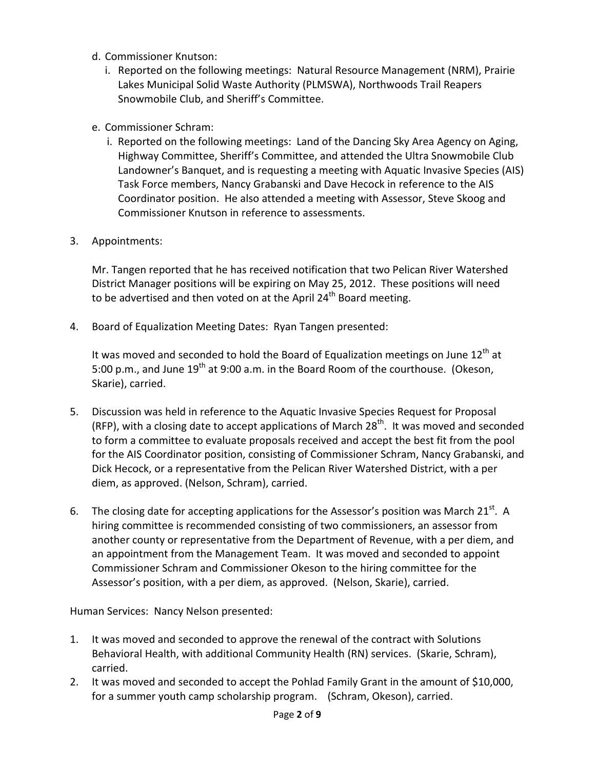d. Commissioner Knutson:
   i. Reported on the following meetings: Natural Resource Management (NRM), Prairie Lakes Municipal Solid Waste Authority (PLMSWA), Northwoods Trail Reapers Snowmobile Club, and Sheriff's Committee.

e. Commissioner Schram:
   i. Reported on the following meetings: Land of the Dancing Sky Area Agency on Aging, Highway Committee, Sheriff's Committee, and attended the Ultra Snowmobile Club Landowner's Banquet, and is requesting a meeting with Aquatic Invasive Species (AIS) Task Force members, Nancy Grabanski and Dave Hecock in reference to the AIS Coordinator position. He also attended a meeting with Assessor, Steve Skoog and Commissioner Knutson in reference to assessments.

3. Appointments:

   Mr. Tangen reported that he has received notification that two Pelican River Watershed District Manager positions will be expiring on May 25, 2012. These positions will need to be advertised and then voted on at the April 24th Board meeting.

4. Board of Equalization Meeting Dates: Ryan Tangen presented:

   It was moved and seconded to hold the Board of Equalization meetings on June 12th at 5:00 p.m., and June 19th at 9:00 a.m. in the Board Room of the courthouse. (Okeson, Skarie), carried.

5. Discussion was held in reference to the Aquatic Invasive Species Request for Proposal (RFP), with a closing date to accept applications of March 28th. It was moved and seconded to form a committee to evaluate proposals received and accept the best fit from the pool for the AIS Coordinator position, consisting of Commissioner Schram, Nancy Grabanski, and Dick Hecock, or a representative from the Pelican River Watershed District, with a per diem, as approved. (Nelson, Schram), carried.

6. The closing date for accepting applications for the Assessor's position was March 21st. A hiring committee is recommended consisting of two commissioners, an assessor from another county or representative from the Department of Revenue, with a per diem, and an appointment from the Management Team. It was moved and seconded to appoint Commissioner Schram and Commissioner Okeson to the hiring committee for the Assessor's position, with a per diem, as approved. (Nelson, Skarie), carried.

Human Services: Nancy Nelson presented:

1. It was moved and seconded to approve the renewal of the contract with Solutions Behavioral Health, with additional Community Health (RN) services. (Skarie, Schram), carried.
2. It was moved and seconded to accept the Pohlad Family Grant in the amount of $10,000, for a summer youth camp scholarship program. (Schram, Okeson), carried.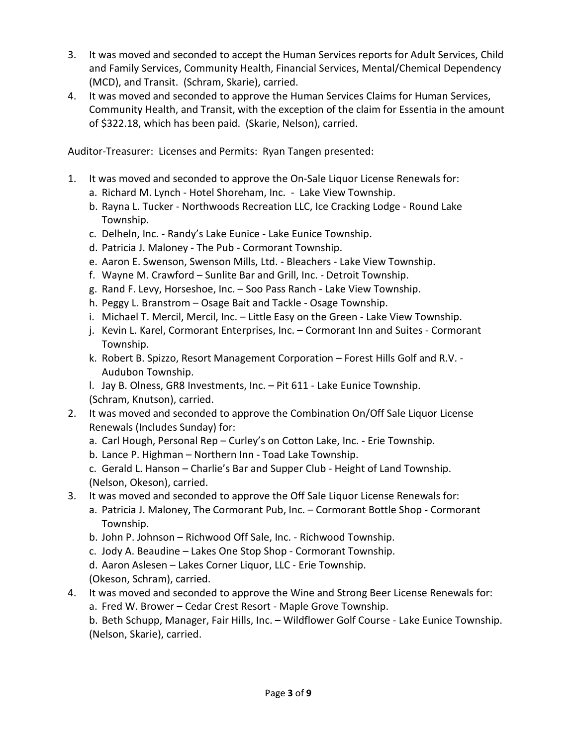3. It was moved and seconded to accept the Human Services reports for Adult Services, Child and Family Services, Community Health, Financial Services, Mental/Chemical Dependency (MCD), and Transit. (Schram, Skarie), carried.
4. It was moved and seconded to approve the Human Services Claims for Human Services, Community Health, and Transit, with the exception of the claim for Essentia in the amount of $322.18, which has been paid. (Skarie, Nelson), carried.

Auditor-Treasurer: Licenses and Permits: Ryan Tangen presented:

1. It was moved and seconded to approve the On-Sale Liquor License Renewals for:
   a. Richard M. Lynch - Hotel Shoreham, Inc. - Lake View Township.
   b. Rayna L. Tucker - Northwoods Recreation LLC, Ice Cracking Lodge - Round Lake Township.
   c. Delheln, Inc. - Randy's Lake Eunice - Lake Eunice Township.
   d. Patricia J. Maloney - The Pub - Cormorant Township.
   e. Aaron E. Swenson, Swenson Mills, Ltd. - Bleachers - Lake View Township.
   f. Wayne M. Crawford – Sunlite Bar and Grill, Inc. - Detroit Township.
   g. Rand F. Levy, Horseshoe, Inc. – Soo Pass Ranch - Lake View Township.
   h. Peggy L. Branstrom – Osage Bait and Tackle - Osage Township.
   i. Michael T. Mercil, Mercil, Inc. – Little Easy on the Green - Lake View Township.
   j. Kevin L. Karel, Cormorant Enterprises, Inc. – Cormorant Inn and Suites - Cormorant Township.
   k. Robert B. Spizzo, Resort Management Corporation – Forest Hills Golf and R.V. - Audubon Township.
   l. Jay B. Olness, GR8 Investments, Inc. – Pit 611 - Lake Eunice Township.

   (Schram, Knutson), carried.
2. It was moved and seconded to approve the Combination On/Off Sale Liquor License Renewals (Includes Sunday) for:
   a. Carl Hough, Personal Rep – Curley's on Cotton Lake, Inc. - Erie Township.
   b. Lance P. Highman – Northern Inn - Toad Lake Township.
   c. Gerald L. Hanson – Charlie's Bar and Supper Club - Height of Land Township.

   (Nelson, Okeson), carried.
3. It was moved and seconded to approve the Off Sale Liquor License Renewals for:
   a. Patricia J. Maloney, The Cormorant Pub, Inc. – Cormorant Bottle Shop - Cormorant Township.
   b. John P. Johnson – Richwood Off Sale, Inc. - Richwood Township.
   c. Jody A. Beaudine – Lakes One Stop Shop - Cormorant Township.
   d. Aaron Aslesen – Lakes Corner Liquor, LLC - Erie Township.

   (Okeson, Schram), carried.
4. It was moved and seconded to approve the Wine and Strong Beer License Renewals for:
   a. Fred W. Brower – Cedar Crest Resort - Maple Grove Township.
   b. Beth Schupp, Manager, Fair Hills, Inc. – Wildflower Golf Course - Lake Eunice Township.

   (Nelson, Skarie), carried.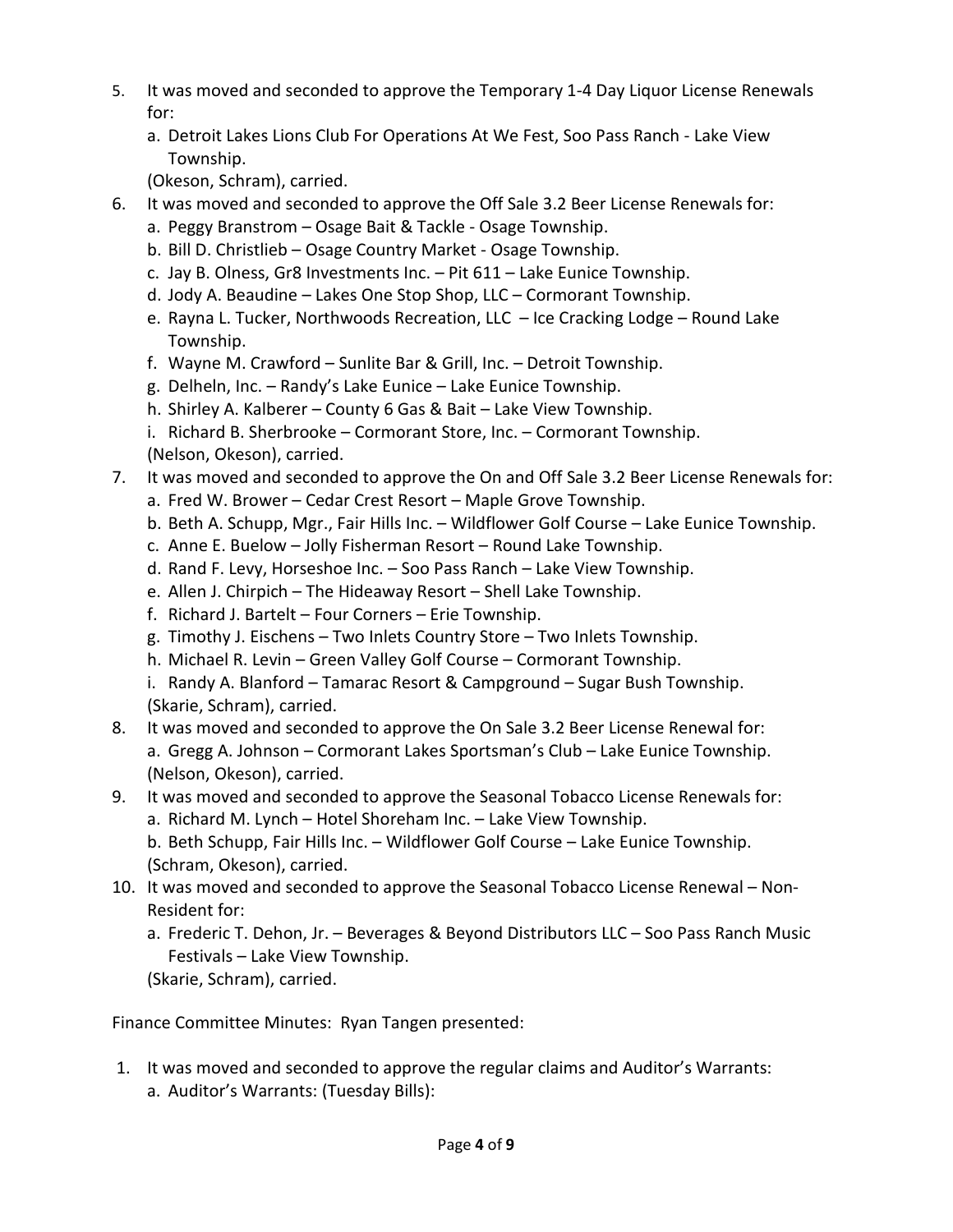5. It was moved and seconded to approve the Temporary 1-4 Day Liquor License Renewals for:
   a. Detroit Lakes Lions Club For Operations At We Fest, Soo Pass Ranch - Lake View Township.

   (Okeson, Schram), carried.
6. It was moved and seconded to approve the Off Sale 3.2 Beer License Renewals for:
   a. Peggy Branstrom – Osage Bait & Tackle - Osage Township.
   b. Bill D. Christlieb – Osage Country Market - Osage Township.
   c. Jay B. Olness, Gr8 Investments Inc. – Pit 611 – Lake Eunice Township.
   d. Jody A. Beaudine – Lakes One Stop Shop, LLC – Cormorant Township.
   e. Rayna L. Tucker, Northwoods Recreation, LLC – Ice Cracking Lodge – Round Lake Township.
   f. Wayne M. Crawford – Sunlite Bar & Grill, Inc. – Detroit Township.
   g. Delheln, Inc. – Randy's Lake Eunice – Lake Eunice Township.
   h. Shirley A. Kalberer – County 6 Gas & Bait – Lake View Township.
   i. Richard B. Sherbrooke – Cormorant Store, Inc. – Cormorant Township.

   (Nelson, Okeson), carried.
7. It was moved and seconded to approve the On and Off Sale 3.2 Beer License Renewals for:
   a. Fred W. Brower – Cedar Crest Resort – Maple Grove Township.
   b. Beth A. Schupp, Mgr., Fair Hills Inc. – Wildflower Golf Course – Lake Eunice Township.
   c. Anne E. Buelow – Jolly Fisherman Resort – Round Lake Township.
   d. Rand F. Levy, Horseshoe Inc. – Soo Pass Ranch – Lake View Township.
   e. Allen J. Chirpich – The Hideaway Resort – Shell Lake Township.
   f. Richard J. Bartelt – Four Corners – Erie Township.
   g. Timothy J. Eischens – Two Inlets Country Store – Two Inlets Township.
   h. Michael R. Levin – Green Valley Golf Course – Cormorant Township.
   i. Randy A. Blanford – Tamarac Resort & Campground – Sugar Bush Township.

   (Skarie, Schram), carried.
8. It was moved and seconded to approve the On Sale 3.2 Beer License Renewal for:
   a. Gregg A. Johnson – Cormorant Lakes Sportsman's Club – Lake Eunice Township.

   (Nelson, Okeson), carried.
9. It was moved and seconded to approve the Seasonal Tobacco License Renewals for:
   a. Richard M. Lynch – Hotel Shoreham Inc. – Lake View Township.
   b. Beth Schupp, Fair Hills Inc. – Wildflower Golf Course – Lake Eunice Township.

   (Schram, Okeson), carried.
10. It was moved and seconded to approve the Seasonal Tobacco License Renewal – Non-Resident for:
    a. Frederic T. Dehon, Jr. – Beverages & Beyond Distributors LLC – Soo Pass Ranch Music Festivals – Lake View Township.

    (Skarie, Schram), carried.

Finance Committee Minutes: Ryan Tangen presented:

1. It was moved and seconded to approve the regular claims and Auditor's Warrants:
   a. Auditor's Warrants: (Tuesday Bills):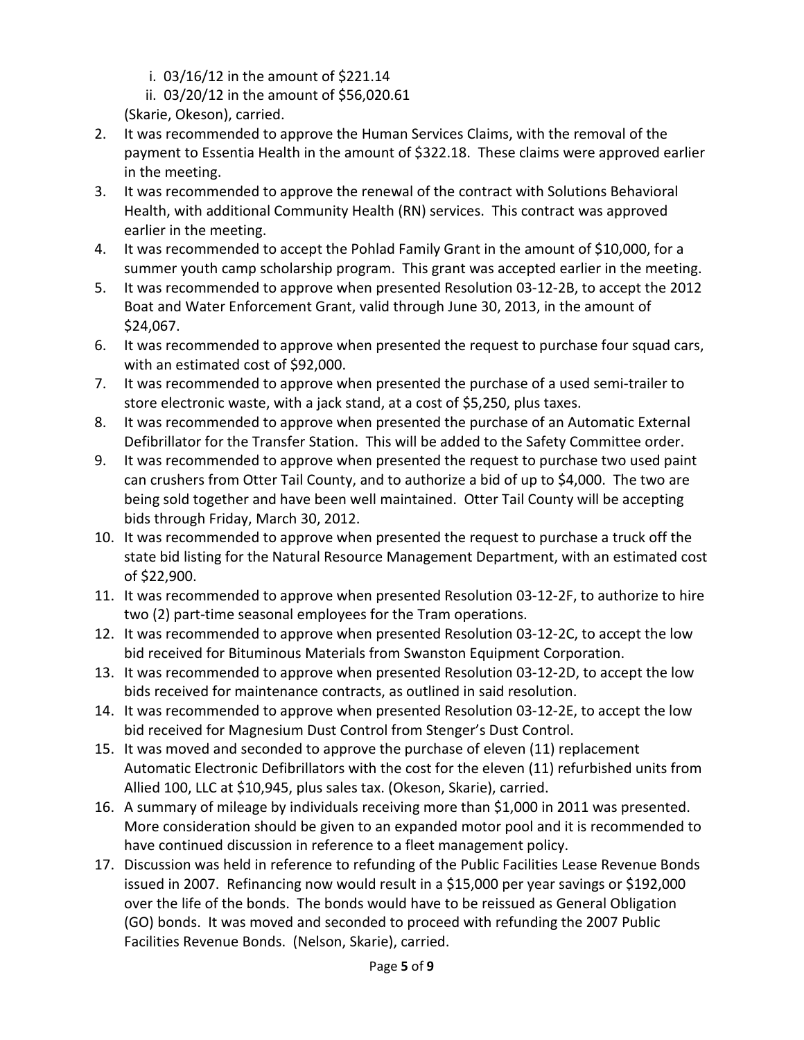i. 03/16/12 in the amount of $221.14
   ii. 03/20/12 in the amount of $56,020.61

   (Skarie, Okeson), carried.

2. It was recommended to approve the Human Services Claims, with the removal of the payment to Essentia Health in the amount of $322.18. These claims were approved earlier in the meeting.
3. It was recommended to approve the renewal of the contract with Solutions Behavioral Health, with additional Community Health (RN) services. This contract was approved earlier in the meeting.
4. It was recommended to accept the Pohlad Family Grant in the amount of $10,000, for a summer youth camp scholarship program. This grant was accepted earlier in the meeting.
5. It was recommended to approve when presented Resolution 03-12-2B, to accept the 2012 Boat and Water Enforcement Grant, valid through June 30, 2013, in the amount of $24,067.
6. It was recommended to approve when presented the request to purchase four squad cars, with an estimated cost of $92,000.
7. It was recommended to approve when presented the purchase of a used semi-trailer to store electronic waste, with a jack stand, at a cost of $5,250, plus taxes.
8. It was recommended to approve when presented the purchase of an Automatic External Defibrillator for the Transfer Station. This will be added to the Safety Committee order.
9. It was recommended to approve when presented the request to purchase two used paint can crushers from Otter Tail County, and to authorize a bid of up to $4,000. The two are being sold together and have been well maintained. Otter Tail County will be accepting bids through Friday, March 30, 2012.
10. It was recommended to approve when presented the request to purchase a truck off the state bid listing for the Natural Resource Management Department, with an estimated cost of $22,900.
11. It was recommended to approve when presented Resolution 03-12-2F, to authorize to hire two (2) part-time seasonal employees for the Tram operations.
12. It was recommended to approve when presented Resolution 03-12-2C, to accept the low bid received for Bituminous Materials from Swanston Equipment Corporation.
13. It was recommended to approve when presented Resolution 03-12-2D, to accept the low bids received for maintenance contracts, as outlined in said resolution.
14. It was recommended to approve when presented Resolution 03-12-2E, to accept the low bid received for Magnesium Dust Control from Stenger's Dust Control.
15. It was moved and seconded to approve the purchase of eleven (11) replacement Automatic Electronic Defibrillators with the cost for the eleven (11) refurbished units from Allied 100, LLC at $10,945, plus sales tax. (Okeson, Skarie), carried.
16. A summary of mileage by individuals receiving more than $1,000 in 2011 was presented. More consideration should be given to an expanded motor pool and it is recommended to have continued discussion in reference to a fleet management policy.
17. Discussion was held in reference to refunding of the Public Facilities Lease Revenue Bonds issued in 2007. Refinancing now would result in a $15,000 per year savings or $192,000 over the life of the bonds. The bonds would have to be reissued as General Obligation (GO) bonds. It was moved and seconded to proceed with refunding the 2007 Public Facilities Revenue Bonds. (Nelson, Skarie), carried.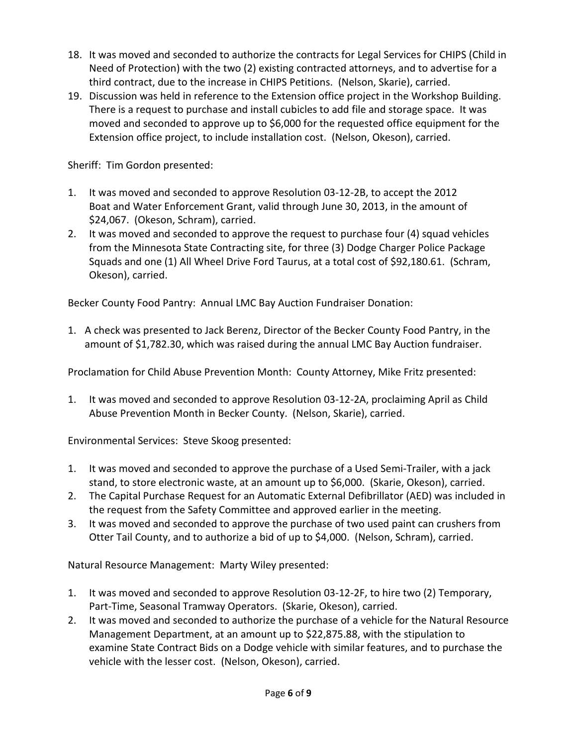18. It was moved and seconded to authorize the contracts for Legal Services for CHIPS (Child in Need of Protection) with the two (2) existing contracted attorneys, and to advertise for a third contract, due to the increase in CHIPS Petitions. (Nelson, Skarie), carried.
19. Discussion was held in reference to the Extension office project in the Workshop Building. There is a request to purchase and install cubicles to add file and storage space. It was moved and seconded to approve up to $6,000 for the requested office equipment for the Extension office project, to include installation cost. (Nelson, Okeson), carried.

Sheriff: Tim Gordon presented:

1. It was moved and seconded to approve Resolution 03-12-2B, to accept the 2012 Boat and Water Enforcement Grant, valid through June 30, 2013, in the amount of $24,067. (Okeson, Schram), carried.
2. It was moved and seconded to approve the request to purchase four (4) squad vehicles from the Minnesota State Contracting site, for three (3) Dodge Charger Police Package Squads and one (1) All Wheel Drive Ford Taurus, at a total cost of $92,180.61. (Schram, Okeson), carried.

Becker County Food Pantry: Annual LMC Bay Auction Fundraiser Donation:

1. A check was presented to Jack Berenz, Director of the Becker County Food Pantry, in the amount of $1,782.30, which was raised during the annual LMC Bay Auction fundraiser.

Proclamation for Child Abuse Prevention Month: County Attorney, Mike Fritz presented:

1. It was moved and seconded to approve Resolution 03-12-2A, proclaiming April as Child Abuse Prevention Month in Becker County. (Nelson, Skarie), carried.

Environmental Services: Steve Skoog presented:

1. It was moved and seconded to approve the purchase of a Used Semi-Trailer, with a jack stand, to store electronic waste, at an amount up to $6,000. (Skarie, Okeson), carried.
2. The Capital Purchase Request for an Automatic External Defibrillator (AED) was included in the request from the Safety Committee and approved earlier in the meeting.
3. It was moved and seconded to approve the purchase of two used paint can crushers from Otter Tail County, and to authorize a bid of up to $4,000. (Nelson, Schram), carried.

Natural Resource Management: Marty Wiley presented:

1. It was moved and seconded to approve Resolution 03-12-2F, to hire two (2) Temporary, Part-Time, Seasonal Tramway Operators. (Skarie, Okeson), carried.
2. It was moved and seconded to authorize the purchase of a vehicle for the Natural Resource Management Department, at an amount up to $22,875.88, with the stipulation to examine State Contract Bids on a Dodge vehicle with similar features, and to purchase the vehicle with the lesser cost. (Nelson, Okeson), carried.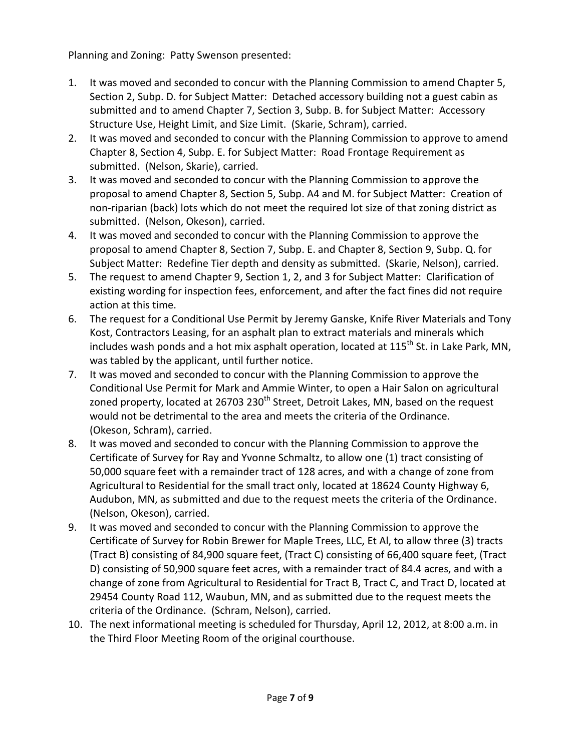Planning and Zoning: Patty Swenson presented:

1. It was moved and seconded to concur with the Planning Commission to amend Chapter 5, Section 2, Subp. D. for Subject Matter: Detached accessory building not a guest cabin as submitted and to amend Chapter 7, Section 3, Subp. B. for Subject Matter: Accessory Structure Use, Height Limit, and Size Limit. (Skarie, Schram), carried.
2. It was moved and seconded to concur with the Planning Commission to approve to amend Chapter 8, Section 4, Subp. E. for Subject Matter: Road Frontage Requirement as submitted. (Nelson, Skarie), carried.
3. It was moved and seconded to concur with the Planning Commission to approve the proposal to amend Chapter 8, Section 5, Subp. A4 and M. for Subject Matter: Creation of non-riparian (back) lots which do not meet the required lot size of that zoning district as submitted. (Nelson, Okeson), carried.
4. It was moved and seconded to concur with the Planning Commission to approve the proposal to amend Chapter 8, Section 7, Subp. E. and Chapter 8, Section 9, Subp. Q. for Subject Matter: Redefine Tier depth and density as submitted. (Skarie, Nelson), carried.
5. The request to amend Chapter 9, Section 1, 2, and 3 for Subject Matter: Clarification of existing wording for inspection fees, enforcement, and after the fact fines did not require action at this time.
6. The request for a Conditional Use Permit by Jeremy Ganske, Knife River Materials and Tony Kost, Contractors Leasing, for an asphalt plan to extract materials and minerals which includes wash ponds and a hot mix asphalt operation, located at 115th St. in Lake Park, MN, was tabled by the applicant, until further notice.
7. It was moved and seconded to concur with the Planning Commission to approve the Conditional Use Permit for Mark and Ammie Winter, to open a Hair Salon on agricultural zoned property, located at 26703 230th Street, Detroit Lakes, MN, based on the request would not be detrimental to the area and meets the criteria of the Ordinance. (Okeson, Schram), carried.
8. It was moved and seconded to concur with the Planning Commission to approve the Certificate of Survey for Ray and Yvonne Schmaltz, to allow one (1) tract consisting of 50,000 square feet with a remainder tract of 128 acres, and with a change of zone from Agricultural to Residential for the small tract only, located at 18624 County Highway 6, Audubon, MN, as submitted and due to the request meets the criteria of the Ordinance. (Nelson, Okeson), carried.
9. It was moved and seconded to concur with the Planning Commission to approve the Certificate of Survey for Robin Brewer for Maple Trees, LLC, Et Al, to allow three (3) tracts (Tract B) consisting of 84,900 square feet, (Tract C) consisting of 66,400 square feet, (Tract D) consisting of 50,900 square feet acres, with a remainder tract of 84.4 acres, and with a change of zone from Agricultural to Residential for Tract B, Tract C, and Tract D, located at 29454 County Road 112, Waubun, MN, and as submitted due to the request meets the criteria of the Ordinance. (Schram, Nelson), carried.
10. The next informational meeting is scheduled for Thursday, April 12, 2012, at 8:00 a.m. in the Third Floor Meeting Room of the original courthouse.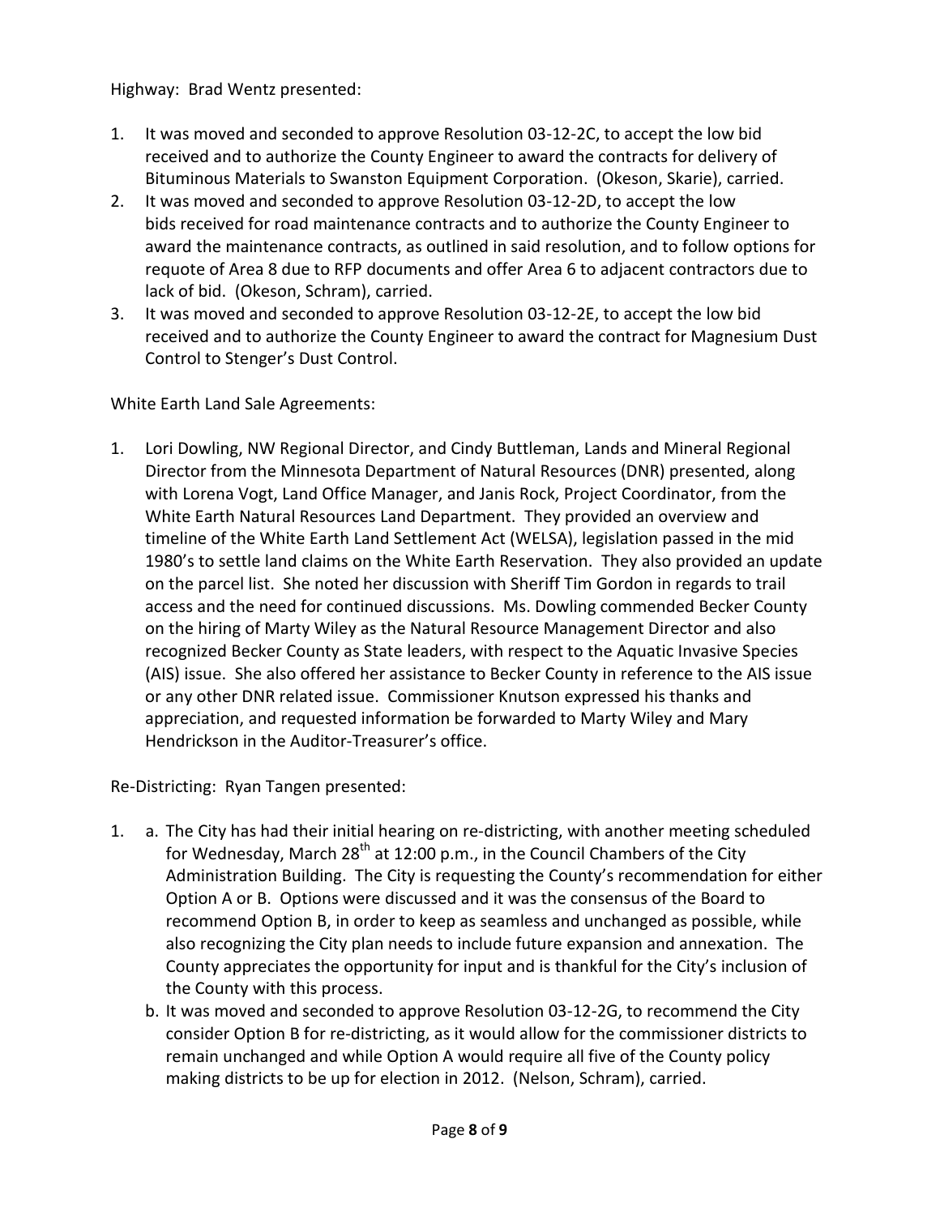Highway: Brad Wentz presented:

1. It was moved and seconded to approve Resolution 03-12-2C, to accept the low bid received and to authorize the County Engineer to award the contracts for delivery of Bituminous Materials to Swanston Equipment Corporation. (Okeson, Skarie), carried.
2. It was moved and seconded to approve Resolution 03-12-2D, to accept the low bids received for road maintenance contracts and to authorize the County Engineer to award the maintenance contracts, as outlined in said resolution, and to follow options for requote of Area 8 due to RFP documents and offer Area 6 to adjacent contractors due to lack of bid. (Okeson, Schram), carried.
3. It was moved and seconded to approve Resolution 03-12-2E, to accept the low bid received and to authorize the County Engineer to award the contract for Magnesium Dust Control to Stenger's Dust Control.

White Earth Land Sale Agreements:

1. Lori Dowling, NW Regional Director, and Cindy Buttleman, Lands and Mineral Regional Director from the Minnesota Department of Natural Resources (DNR) presented, along with Lorena Vogt, Land Office Manager, and Janis Rock, Project Coordinator, from the White Earth Natural Resources Land Department. They provided an overview and timeline of the White Earth Land Settlement Act (WELSA), legislation passed in the mid 1980's to settle land claims on the White Earth Reservation. They also provided an update on the parcel list. She noted her discussion with Sheriff Tim Gordon in regards to trail access and the need for continued discussions. Ms. Dowling commended Becker County on the hiring of Marty Wiley as the Natural Resource Management Director and also recognized Becker County as State leaders, with respect to the Aquatic Invasive Species (AIS) issue. She also offered her assistance to Becker County in reference to the AIS issue or any other DNR related issue. Commissioner Knutson expressed his thanks and appreciation, and requested information be forwarded to Marty Wiley and Mary Hendrickson in the Auditor-Treasurer's office.

Re-Districting: Ryan Tangen presented:

1. a. The City has had their initial hearing on re-districting, with another meeting scheduled for Wednesday, March 28th at 12:00 p.m., in the Council Chambers of the City Administration Building. The City is requesting the County's recommendation for either Option A or B. Options were discussed and it was the consensus of the Board to recommend Option B, in order to keep as seamless and unchanged as possible, while also recognizing the City plan needs to include future expansion and annexation. The County appreciates the opportunity for input and is thankful for the City's inclusion of the County with this process.

   b. It was moved and seconded to approve Resolution 03-12-2G, to recommend the City consider Option B for re-districting, as it would allow for the commissioner districts to remain unchanged and while Option A would require all five of the County policy making districts to be up for election in 2012. (Nelson, Schram), carried.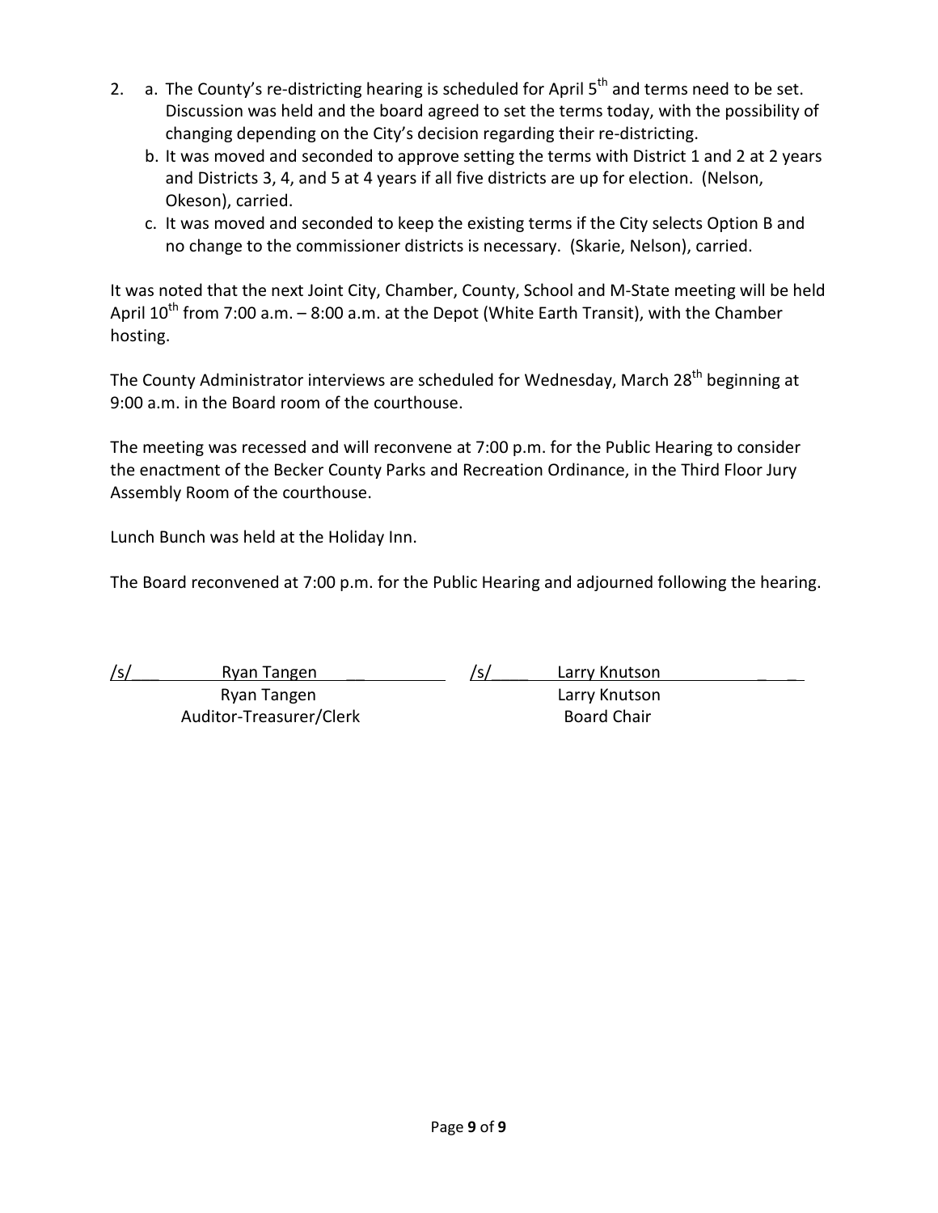2. a. The County's re-districting hearing is scheduled for April 5th and terms need to be set. Discussion was held and the board agreed to set the terms today, with the possibility of changing depending on the City's decision regarding their re-districting.
   b. It was moved and seconded to approve setting the terms with District 1 and 2 at 2 years and Districts 3, 4, and 5 at 4 years if all five districts are up for election. (Nelson, Okeson), carried.
   c. It was moved and seconded to keep the existing terms if the City selects Option B and no change to the commissioner districts is necessary. (Skarie, Nelson), carried.

It was noted that the next Joint City, Chamber, County, School and M-State meeting will be held April 10th from 7:00 a.m. – 8:00 a.m. at the Depot (White Earth Transit), with the Chamber hosting.

The County Administrator interviews are scheduled for Wednesday, March 28th beginning at 9:00 a.m. in the Board room of the courthouse.

The meeting was recessed and will reconvene at 7:00 p.m. for the Public Hearing to consider the enactment of the Becker County Parks and Recreation Ordinance, in the Third Floor Jury Assembly Room of the courthouse.

Lunch Bunch was held at the Holiday Inn.

The Board reconvened at 7:00 p.m. for the Public Hearing and adjourned following the hearing.

/s/ Ryan Tangen
Ryan Tangen
Auditor-Treasurer/Clerk

/s/ Larry Knutson
Larry Knutson
Board Chair